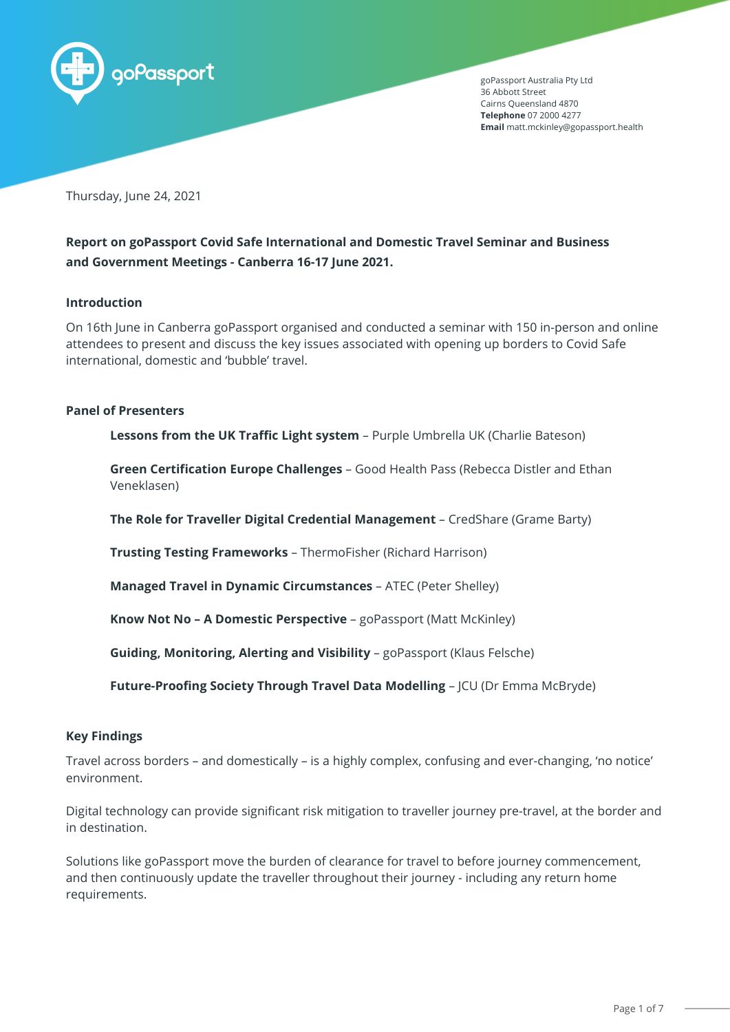goPassport Australia Pty Ltd
36 Abbott Street
Cairns Queensland 4870
**Telephone** 07 2000 4277
**Email** matt.mckinley@gopassport.health

Thursday, June 24, 2021

**Report on goPassport Covid Safe International and Domestic Travel Seminar and Business and Government Meetings - Canberra 16-17 June 2021.**

## Introduction

On 16th June in Canberra goPassport organised and conducted a seminar with 150 in-person and online attendees to present and discuss the key issues associated with opening up borders to Covid Safe international, domestic and 'bubble' travel.

## Panel of Presenters

**Lessons from the UK Traffic Light system** – Purple Umbrella UK (Charlie Bateson)

**Green Certification Europe Challenges** – Good Health Pass (Rebecca Distler and Ethan Veneklasen)

**The Role for Traveller Digital Credential Management** – CredShare (Grame Barty)

**Trusting Testing Frameworks** – ThermoFisher (Richard Harrison)

**Managed Travel in Dynamic Circumstances** – ATEC (Peter Shelley)

**Know Not No – A Domestic Perspective** – goPassport (Matt McKinley)

**Guiding, Monitoring, Alerting and Visibility** – goPassport (Klaus Felsche)

**Future-Proofing Society Through Travel Data Modelling** – JCU (Dr Emma McBryde)

## Key Findings

Travel across borders – and domestically – is a highly complex, confusing and ever-changing, 'no notice' environment.

Digital technology can provide significant risk mitigation to traveller journey pre-travel, at the border and in destination.

Solutions like goPassport move the burden of clearance for travel to before journey commencement, and then continuously update the traveller throughout their journey - including any return home requirements.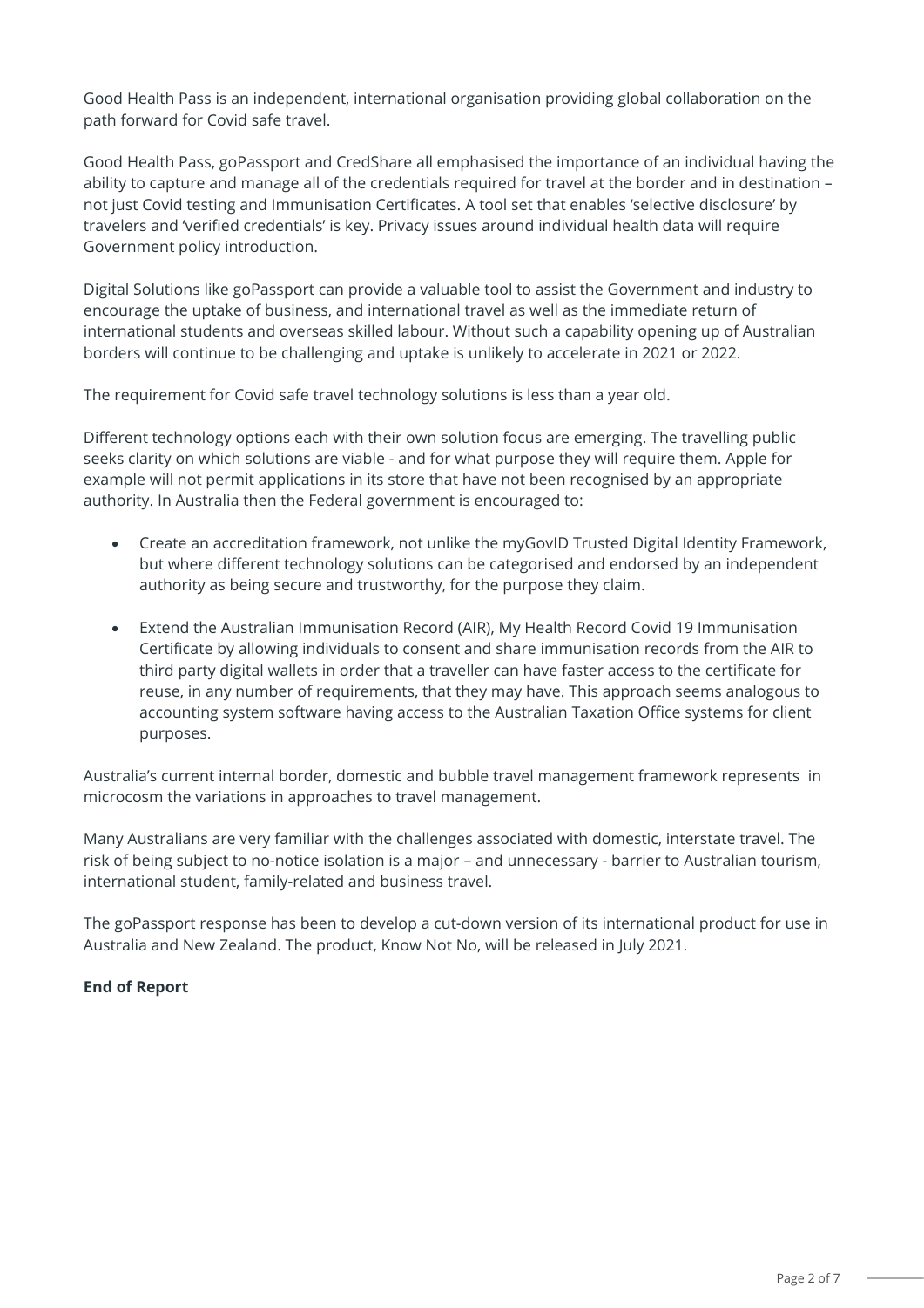Good Health Pass is an independent, international organisation providing global collaboration on the path forward for Covid safe travel.

Good Health Pass, goPassport and CredShare all emphasised the importance of an individual having the ability to capture and manage all of the credentials required for travel at the border and in destination – not just Covid testing and Immunisation Certificates. A tool set that enables 'selective disclosure' by travelers and 'verified credentials' is key. Privacy issues around individual health data will require Government policy introduction.

Digital Solutions like goPassport can provide a valuable tool to assist the Government and industry to encourage the uptake of business, and international travel as well as the immediate return of international students and overseas skilled labour. Without such a capability opening up of Australian borders will continue to be challenging and uptake is unlikely to accelerate in 2021 or 2022.

The requirement for Covid safe travel technology solutions is less than a year old.

Different technology options each with their own solution focus are emerging. The travelling public seeks clarity on which solutions are viable - and for what purpose they will require them. Apple for example will not permit applications in its store that have not been recognised by an appropriate authority. In Australia then the Federal government is encouraged to:

- Create an accreditation framework, not unlike the myGovID Trusted Digital Identity Framework, but where different technology solutions can be categorised and endorsed by an independent authority as being secure and trustworthy, for the purpose they claim.

- Extend the Australian Immunisation Record (AIR), My Health Record Covid 19 Immunisation Certificate by allowing individuals to consent and share immunisation records from the AIR to third party digital wallets in order that a traveller can have faster access to the certificate for reuse, in any number of requirements, that they may have. This approach seems analogous to accounting system software having access to the Australian Taxation Office systems for client purposes.

Australia's current internal border, domestic and bubble travel management framework represents in microcosm the variations in approaches to travel management.

Many Australians are very familiar with the challenges associated with domestic, interstate travel. The risk of being subject to no-notice isolation is a major – and unnecessary - barrier to Australian tourism, international student, family-related and business travel.

The goPassport response has been to develop a cut-down version of its international product for use in Australia and New Zealand. The product, Know Not No, will be released in July 2021.

**End of Report**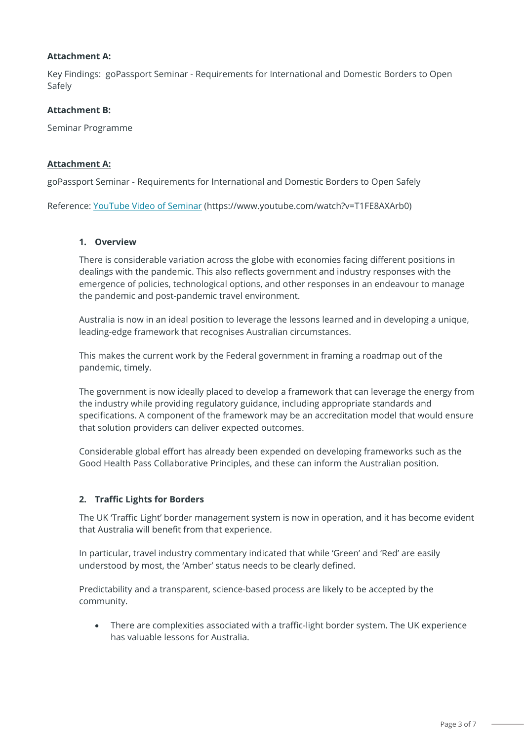**Attachment A:**

Key Findings: goPassport Seminar - Requirements for International and Domestic Borders to Open Safely

**Attachment B:**

Seminar Programme

**<u>Attachment A:</u>**

goPassport Seminar - Requirements for International and Domestic Borders to Open Safely

Reference: [YouTube Video of Seminar](https://www.youtube.com/watch?v=T1FE8AXArb0) (https://www.youtube.com/watch?v=T1FE8AXArb0)

### 1. Overview

There is considerable variation across the globe with economies facing different positions in dealings with the pandemic. This also reflects government and industry responses with the emergence of policies, technological options, and other responses in an endeavour to manage the pandemic and post-pandemic travel environment.

Australia is now in an ideal position to leverage the lessons learned and in developing a unique, leading-edge framework that recognises Australian circumstances.

This makes the current work by the Federal government in framing a roadmap out of the pandemic, timely.

The government is now ideally placed to develop a framework that can leverage the energy from the industry while providing regulatory guidance, including appropriate standards and specifications. A component of the framework may be an accreditation model that would ensure that solution providers can deliver expected outcomes.

Considerable global effort has already been expended on developing frameworks such as the Good Health Pass Collaborative Principles, and these can inform the Australian position.

### 2. Traffic Lights for Borders

The UK 'Traffic Light' border management system is now in operation, and it has become evident that Australia will benefit from that experience.

In particular, travel industry commentary indicated that while 'Green' and 'Red' are easily understood by most, the 'Amber' status needs to be clearly defined.

Predictability and a transparent, science-based process are likely to be accepted by the community.

- There are complexities associated with a traffic-light border system. The UK experience has valuable lessons for Australia.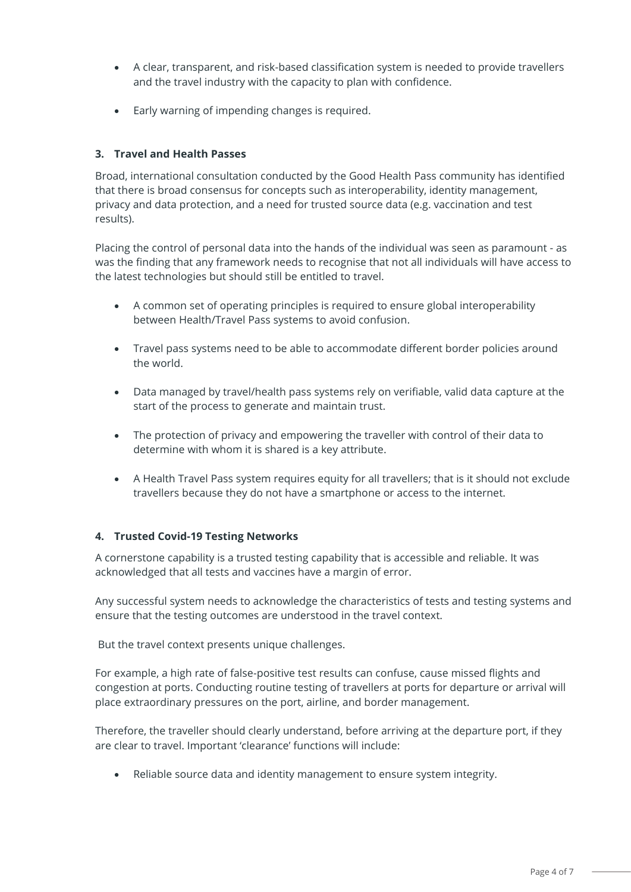- A clear, transparent, and risk-based classification system is needed to provide travellers and the travel industry with the capacity to plan with confidence.

- Early warning of impending changes is required.

### 3. Travel and Health Passes

Broad, international consultation conducted by the Good Health Pass community has identified that there is broad consensus for concepts such as interoperability, identity management, privacy and data protection, and a need for trusted source data (e.g. vaccination and test results).

Placing the control of personal data into the hands of the individual was seen as paramount - as was the finding that any framework needs to recognise that not all individuals will have access to the latest technologies but should still be entitled to travel.

- A common set of operating principles is required to ensure global interoperability between Health/Travel Pass systems to avoid confusion.

- Travel pass systems need to be able to accommodate different border policies around the world.

- Data managed by travel/health pass systems rely on verifiable, valid data capture at the start of the process to generate and maintain trust.

- The protection of privacy and empowering the traveller with control of their data to determine with whom it is shared is a key attribute.

- A Health Travel Pass system requires equity for all travellers; that is it should not exclude travellers because they do not have a smartphone or access to the internet.

### 4. Trusted Covid-19 Testing Networks

A cornerstone capability is a trusted testing capability that is accessible and reliable. It was acknowledged that all tests and vaccines have a margin of error.

Any successful system needs to acknowledge the characteristics of tests and testing systems and ensure that the testing outcomes are understood in the travel context.

But the travel context presents unique challenges.

For example, a high rate of false-positive test results can confuse, cause missed flights and congestion at ports. Conducting routine testing of travellers at ports for departure or arrival will place extraordinary pressures on the port, airline, and border management.

Therefore, the traveller should clearly understand, before arriving at the departure port, if they are clear to travel. Important 'clearance' functions will include:

- Reliable source data and identity management to ensure system integrity.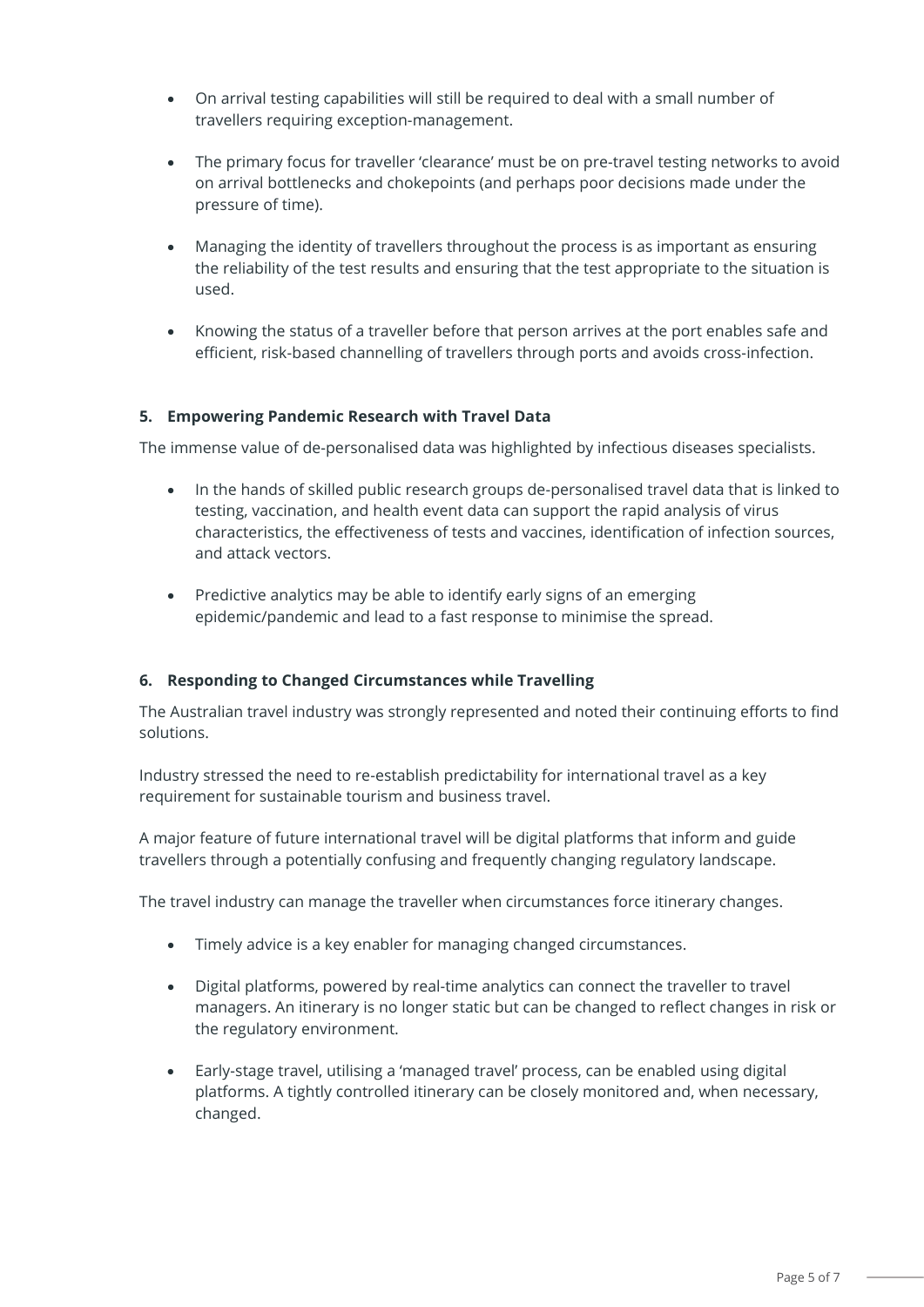- On arrival testing capabilities will still be required to deal with a small number of travellers requiring exception-management.

- The primary focus for traveller 'clearance' must be on pre-travel testing networks to avoid on arrival bottlenecks and chokepoints (and perhaps poor decisions made under the pressure of time).

- Managing the identity of travellers throughout the process is as important as ensuring the reliability of the test results and ensuring that the test appropriate to the situation is used.

- Knowing the status of a traveller before that person arrives at the port enables safe and efficient, risk-based channelling of travellers through ports and avoids cross-infection.

**5. Empowering Pandemic Research with Travel Data**

The immense value of de-personalised data was highlighted by infectious diseases specialists.

- In the hands of skilled public research groups de-personalised travel data that is linked to testing, vaccination, and health event data can support the rapid analysis of virus characteristics, the effectiveness of tests and vaccines, identification of infection sources, and attack vectors.

- Predictive analytics may be able to identify early signs of an emerging epidemic/pandemic and lead to a fast response to minimise the spread.

**6. Responding to Changed Circumstances while Travelling**

The Australian travel industry was strongly represented and noted their continuing efforts to find solutions.

Industry stressed the need to re-establish predictability for international travel as a key requirement for sustainable tourism and business travel.

A major feature of future international travel will be digital platforms that inform and guide travellers through a potentially confusing and frequently changing regulatory landscape.

The travel industry can manage the traveller when circumstances force itinerary changes.

- Timely advice is a key enabler for managing changed circumstances.

- Digital platforms, powered by real-time analytics can connect the traveller to travel managers. An itinerary is no longer static but can be changed to reflect changes in risk or the regulatory environment.

- Early-stage travel, utilising a 'managed travel' process, can be enabled using digital platforms. A tightly controlled itinerary can be closely monitored and, when necessary, changed.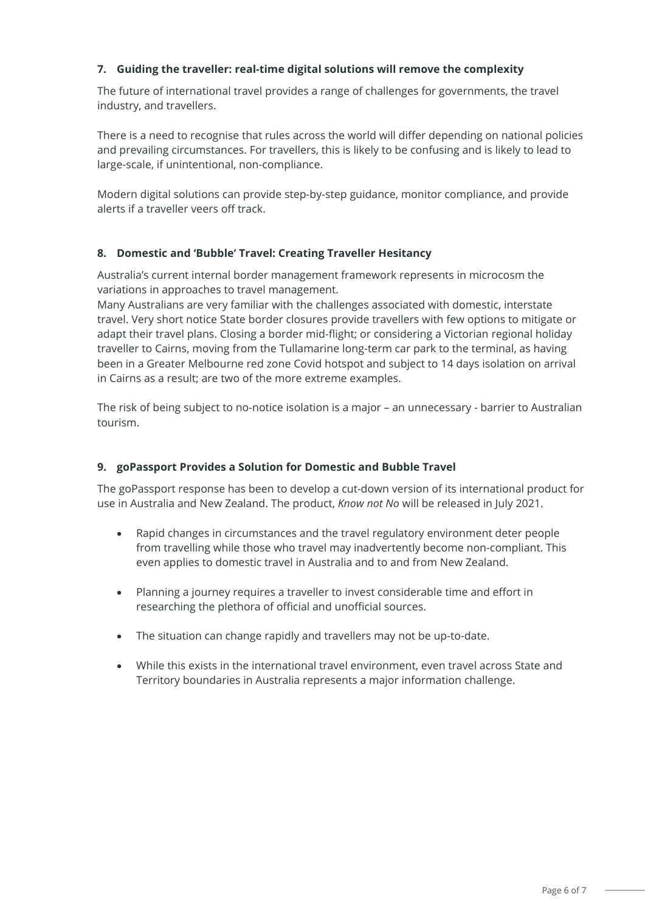## 7. Guiding the traveller: real-time digital solutions will remove the complexity

The future of international travel provides a range of challenges for governments, the travel industry, and travellers.

There is a need to recognise that rules across the world will differ depending on national policies and prevailing circumstances. For travellers, this is likely to be confusing and is likely to lead to large-scale, if unintentional, non-compliance.

Modern digital solutions can provide step-by-step guidance, monitor compliance, and provide alerts if a traveller veers off track.

## 8. Domestic and 'Bubble' Travel: Creating Traveller Hesitancy

Australia's current internal border management framework represents in microcosm the variations in approaches to travel management.
Many Australians are very familiar with the challenges associated with domestic, interstate travel. Very short notice State border closures provide travellers with few options to mitigate or adapt their travel plans. Closing a border mid-flight; or considering a Victorian regional holiday traveller to Cairns, moving from the Tullamarine long-term car park to the terminal, as having been in a Greater Melbourne red zone Covid hotspot and subject to 14 days isolation on arrival in Cairns as a result; are two of the more extreme examples.

The risk of being subject to no-notice isolation is a major – an unnecessary - barrier to Australian tourism.

## 9. goPassport Provides a Solution for Domestic and Bubble Travel

The goPassport response has been to develop a cut-down version of its international product for use in Australia and New Zealand. The product, *Know not No* will be released in July 2021.

- Rapid changes in circumstances and the travel regulatory environment deter people from travelling while those who travel may inadvertently become non-compliant. This even applies to domestic travel in Australia and to and from New Zealand.

- Planning a journey requires a traveller to invest considerable time and effort in researching the plethora of official and unofficial sources.

- The situation can change rapidly and travellers may not be up-to-date.

- While this exists in the international travel environment, even travel across State and Territory boundaries in Australia represents a major information challenge.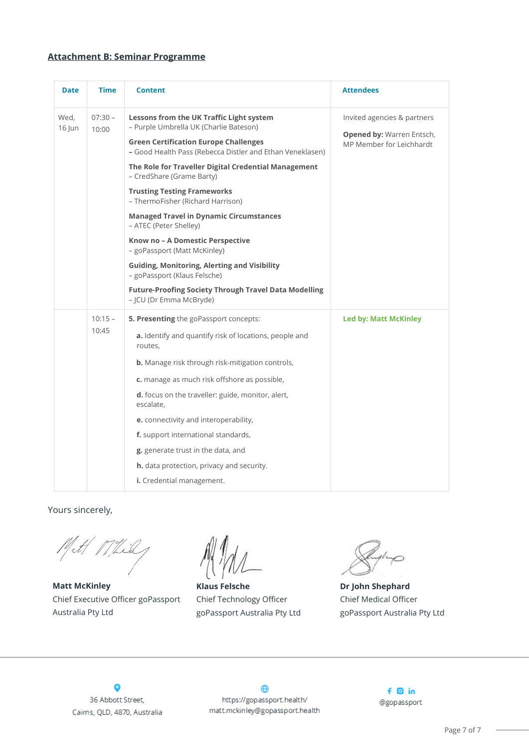**Attachment B: Seminar Programme**

| Date | Time | Content | Attendees |
|---|---|---|---|
| Wed, 16 Jun | 07:30 – 10:00 | **Lessons from the UK Traffic Light system** – Purple Umbrella UK (Charlie Bateson)<br><br>**Green Certification Europe Challenges** – Good Health Pass (Rebecca Distler and Ethan Veneklasen)<br><br>**The Role for Traveller Digital Credential Management** – CredShare (Grame Barty)<br><br>**Trusting Testing Frameworks** – ThermoFisher (Richard Harrison)<br><br>**Managed Travel in Dynamic Circumstances** – ATEC (Peter Shelley)<br><br>**Know no – A Domestic Perspective** – goPassport (Matt McKinley)<br><br>**Guiding, Monitoring, Alerting and Visibility** – goPassport (Klaus Felsche)<br><br>**Future-Proofing Society Through Travel Data Modelling** – JCU (Dr Emma McBryde) | Invited agencies & partners<br><br>**Opened by:** Warren Entsch, MP Member for Leichhardt |
| | 10:15 – 10:45 | **5. Presenting** the goPassport concepts:<br><br>**a.** Identify and quantify risk of locations, people and routes,<br><br>**b.** Manage risk through risk-mitigation controls,<br><br>**c.** manage as much risk offshore as possible,<br><br>**d.** focus on the traveller: guide, monitor, alert, escalate,<br><br>**e.** connectivity and interoperability,<br><br>**f.** support international standards,<br><br>**g.** generate trust in the data, and<br><br>**h.** data protection, privacy and security.<br><br>**i.** Credential management. | **Led by: Matt McKinley** |

Yours sincerely,

**Matt McKinley**
Chief Executive Officer goPassport Australia Pty Ltd

**Klaus Felsche**
Chief Technology Officer
goPassport Australia Pty Ltd

**Dr John Shephard**
Chief Medical Officer
goPassport Australia Pty Ltd

36 Abbott Street,
Cairns, QLD, 4870, Australia

https://gopassport.health/
matt.mckinley@gopassport.health

@gopassport